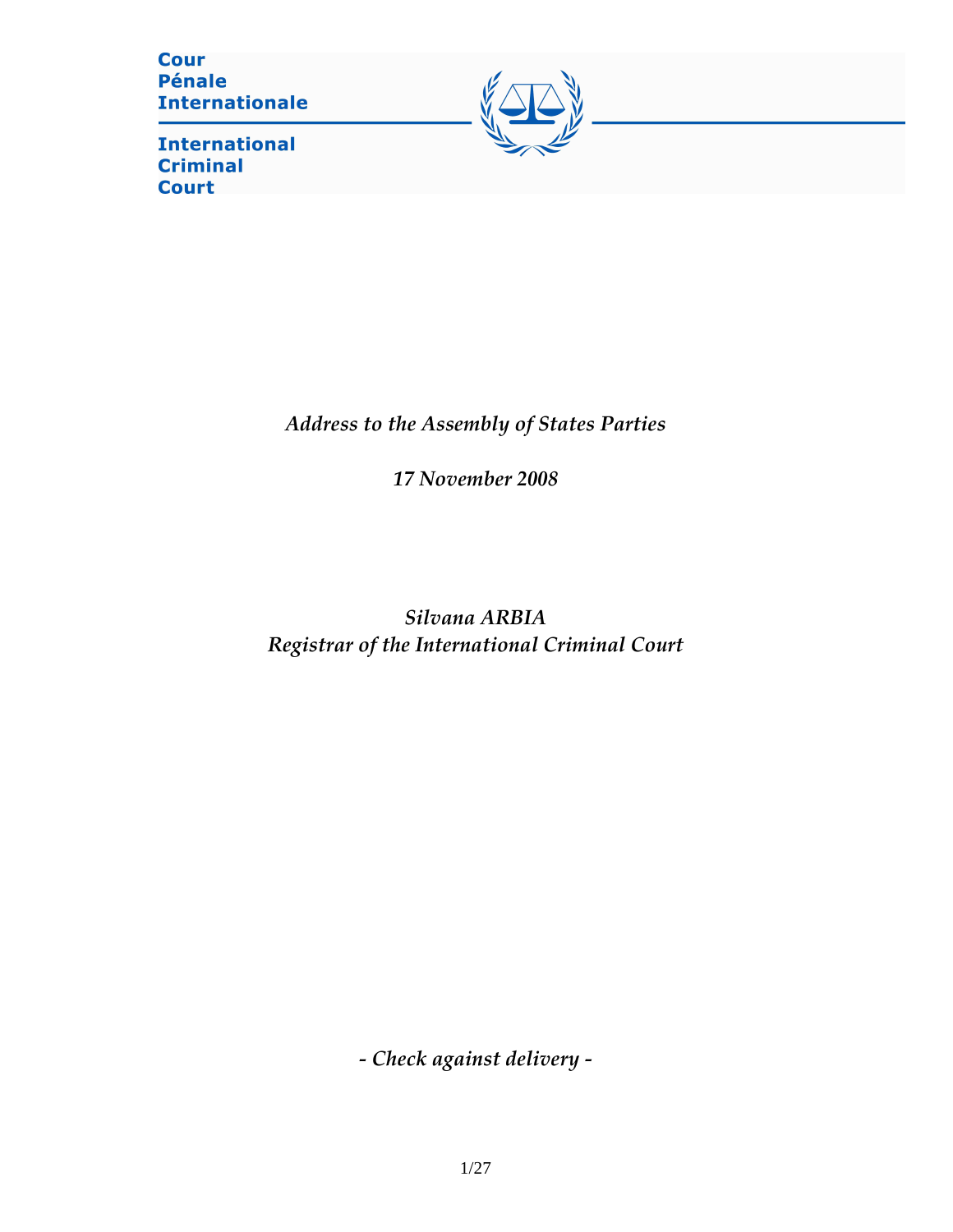Cour
Pénale
Internationale

International
Criminal
Court

*Address to the Assembly of States Parties*

*17 November 2008*

*Silvana ARBIA*
*Registrar of the International Criminal Court*

*- Check against delivery -*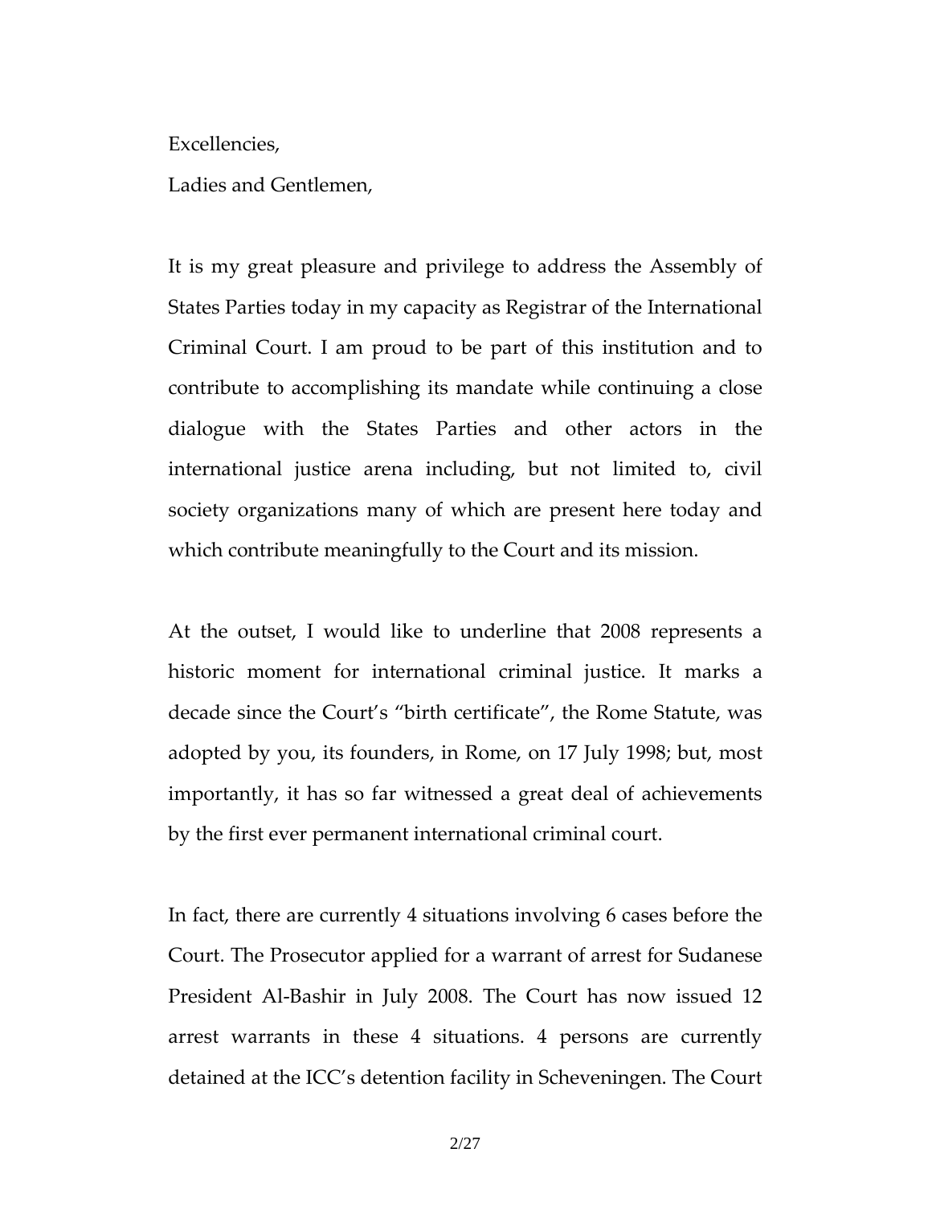Excellencies,

Ladies and Gentlemen,

It is my great pleasure and privilege to address the Assembly of States Parties today in my capacity as Registrar of the International Criminal Court. I am proud to be part of this institution and to contribute to accomplishing its mandate while continuing a close dialogue with the States Parties and other actors in the international justice arena including, but not limited to, civil society organizations many of which are present here today and which contribute meaningfully to the Court and its mission.

At the outset, I would like to underline that 2008 represents a historic moment for international criminal justice. It marks a decade since the Court's "birth certificate", the Rome Statute, was adopted by you, its founders, in Rome, on 17 July 1998; but, most importantly, it has so far witnessed a great deal of achievements by the first ever permanent international criminal court.

In fact, there are currently 4 situations involving 6 cases before the Court. The Prosecutor applied for a warrant of arrest for Sudanese President Al-Bashir in July 2008. The Court has now issued 12 arrest warrants in these 4 situations. 4 persons are currently detained at the ICC's detention facility in Scheveningen. The Court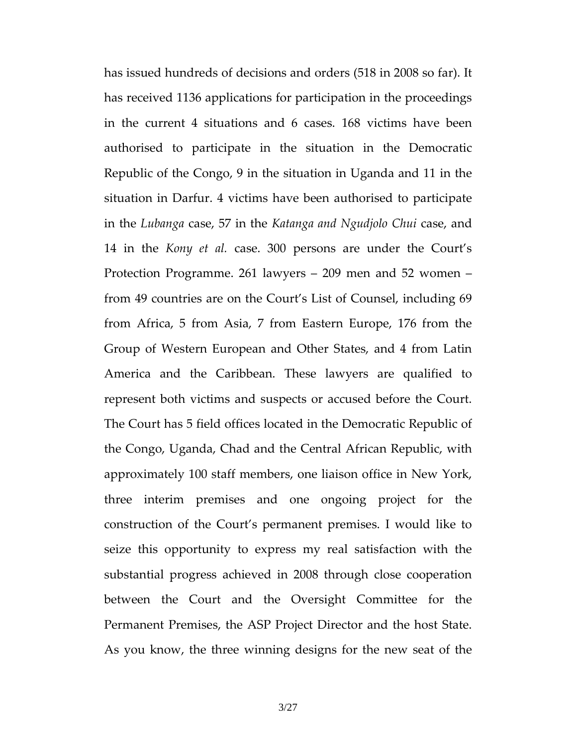has issued hundreds of decisions and orders (518 in 2008 so far). It has received 1136 applications for participation in the proceedings in the current 4 situations and 6 cases. 168 victims have been authorised to participate in the situation in the Democratic Republic of the Congo, 9 in the situation in Uganda and 11 in the situation in Darfur. 4 victims have been authorised to participate in the *Lubanga* case, 57 in the *Katanga and Ngudjolo Chui* case, and 14 in the *Kony et al.* case. 300 persons are under the Court's Protection Programme. 261 lawyers – 209 men and 52 women – from 49 countries are on the Court's List of Counsel, including 69 from Africa, 5 from Asia, 7 from Eastern Europe, 176 from the Group of Western European and Other States, and 4 from Latin America and the Caribbean. These lawyers are qualified to represent both victims and suspects or accused before the Court. The Court has 5 field offices located in the Democratic Republic of the Congo, Uganda, Chad and the Central African Republic, with approximately 100 staff members, one liaison office in New York, three interim premises and one ongoing project for the construction of the Court's permanent premises. I would like to seize this opportunity to express my real satisfaction with the substantial progress achieved in 2008 through close cooperation between the Court and the Oversight Committee for the Permanent Premises, the ASP Project Director and the host State. As you know, the three winning designs for the new seat of the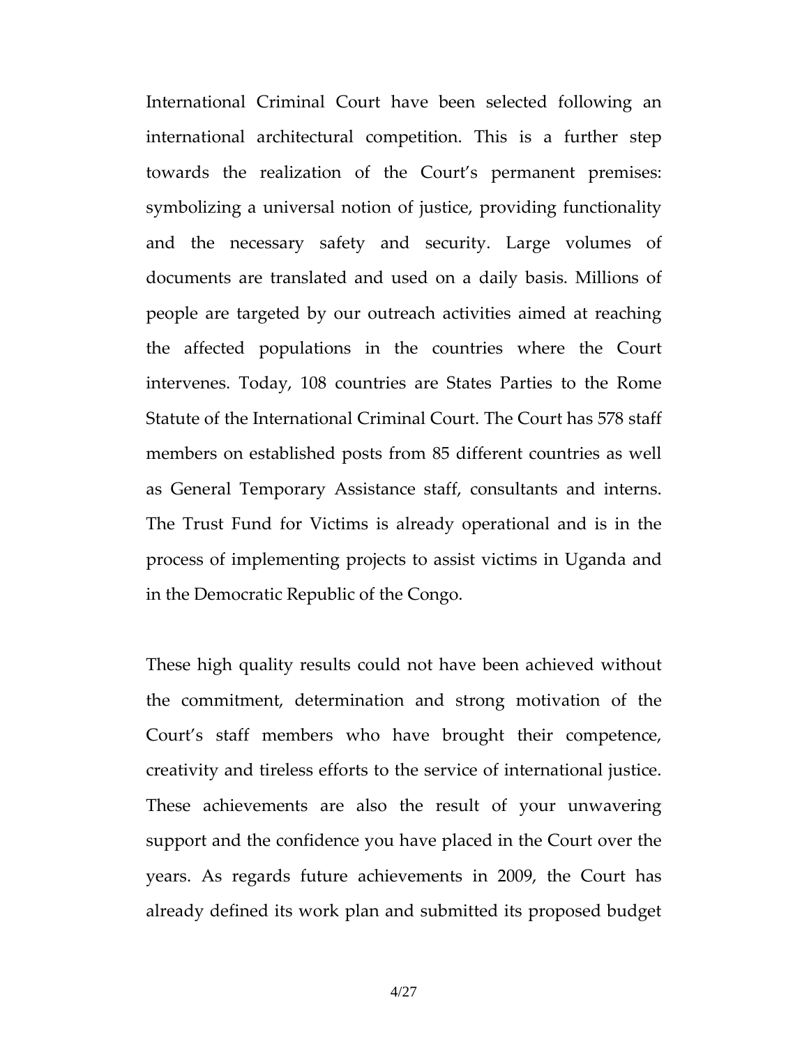International Criminal Court have been selected following an international architectural competition. This is a further step towards the realization of the Court's permanent premises: symbolizing a universal notion of justice, providing functionality and the necessary safety and security. Large volumes of documents are translated and used on a daily basis. Millions of people are targeted by our outreach activities aimed at reaching the affected populations in the countries where the Court intervenes. Today, 108 countries are States Parties to the Rome Statute of the International Criminal Court. The Court has 578 staff members on established posts from 85 different countries as well as General Temporary Assistance staff, consultants and interns. The Trust Fund for Victims is already operational and is in the process of implementing projects to assist victims in Uganda and in the Democratic Republic of the Congo.

These high quality results could not have been achieved without the commitment, determination and strong motivation of the Court's staff members who have brought their competence, creativity and tireless efforts to the service of international justice. These achievements are also the result of your unwavering support and the confidence you have placed in the Court over the years. As regards future achievements in 2009, the Court has already defined its work plan and submitted its proposed budget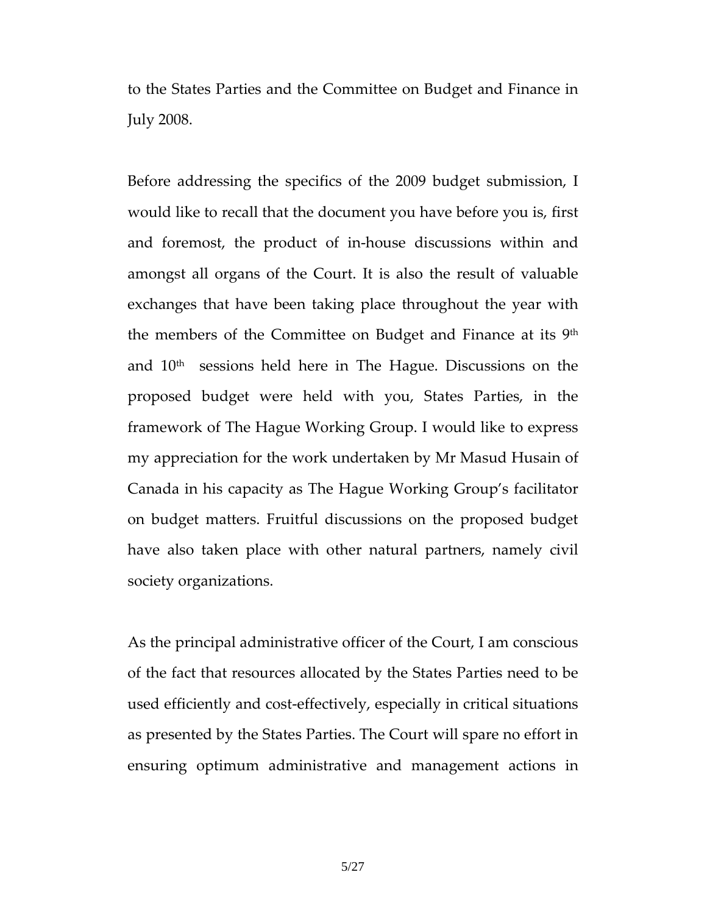to the States Parties and the Committee on Budget and Finance in July 2008.

Before addressing the specifics of the 2009 budget submission, I would like to recall that the document you have before you is, first and foremost, the product of in-house discussions within and amongst all organs of the Court. It is also the result of valuable exchanges that have been taking place throughout the year with the members of the Committee on Budget and Finance at its 9th and 10th sessions held here in The Hague. Discussions on the proposed budget were held with you, States Parties, in the framework of The Hague Working Group. I would like to express my appreciation for the work undertaken by Mr Masud Husain of Canada in his capacity as The Hague Working Group's facilitator on budget matters. Fruitful discussions on the proposed budget have also taken place with other natural partners, namely civil society organizations.

As the principal administrative officer of the Court, I am conscious of the fact that resources allocated by the States Parties need to be used efficiently and cost-effectively, especially in critical situations as presented by the States Parties. The Court will spare no effort in ensuring optimum administrative and management actions in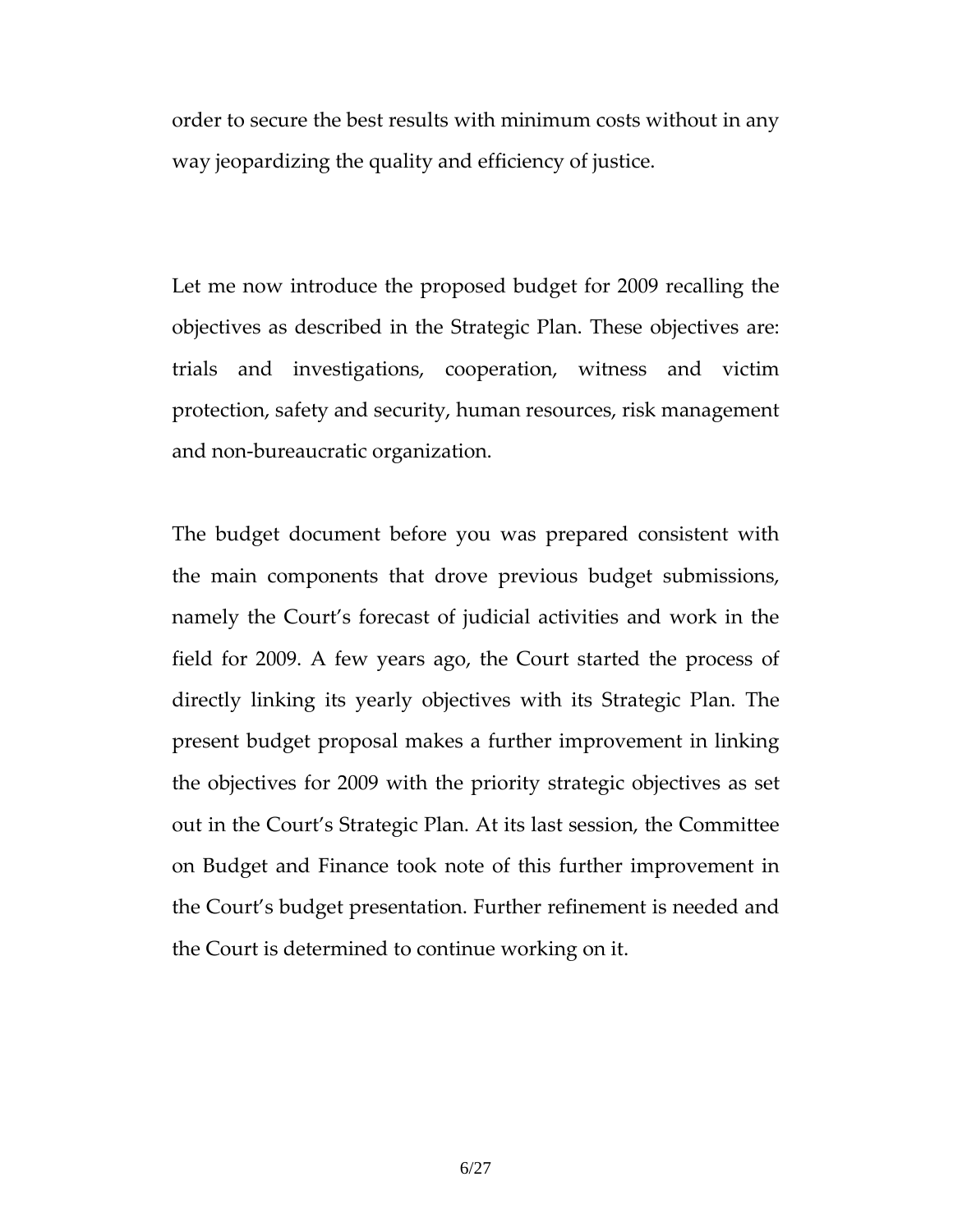order to secure the best results with minimum costs without in any way jeopardizing the quality and efficiency of justice.

Let me now introduce the proposed budget for 2009 recalling the objectives as described in the Strategic Plan. These objectives are: trials and investigations, cooperation, witness and victim protection, safety and security, human resources, risk management and non-bureaucratic organization.

The budget document before you was prepared consistent with the main components that drove previous budget submissions, namely the Court's forecast of judicial activities and work in the field for 2009. A few years ago, the Court started the process of directly linking its yearly objectives with its Strategic Plan. The present budget proposal makes a further improvement in linking the objectives for 2009 with the priority strategic objectives as set out in the Court's Strategic Plan. At its last session, the Committee on Budget and Finance took note of this further improvement in the Court's budget presentation. Further refinement is needed and the Court is determined to continue working on it.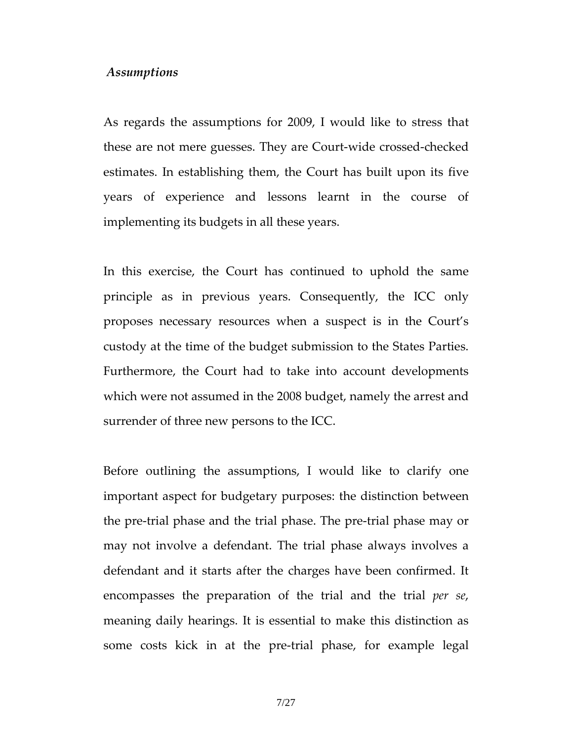*Assumptions*

As regards the assumptions for 2009, I would like to stress that these are not mere guesses. They are Court-wide crossed-checked estimates. In establishing them, the Court has built upon its five years of experience and lessons learnt in the course of implementing its budgets in all these years.

In this exercise, the Court has continued to uphold the same principle as in previous years. Consequently, the ICC only proposes necessary resources when a suspect is in the Court's custody at the time of the budget submission to the States Parties. Furthermore, the Court had to take into account developments which were not assumed in the 2008 budget, namely the arrest and surrender of three new persons to the ICC.

Before outlining the assumptions, I would like to clarify one important aspect for budgetary purposes: the distinction between the pre-trial phase and the trial phase. The pre-trial phase may or may not involve a defendant. The trial phase always involves a defendant and it starts after the charges have been confirmed. It encompasses the preparation of the trial and the trial *per se*, meaning daily hearings. It is essential to make this distinction as some costs kick in at the pre-trial phase, for example legal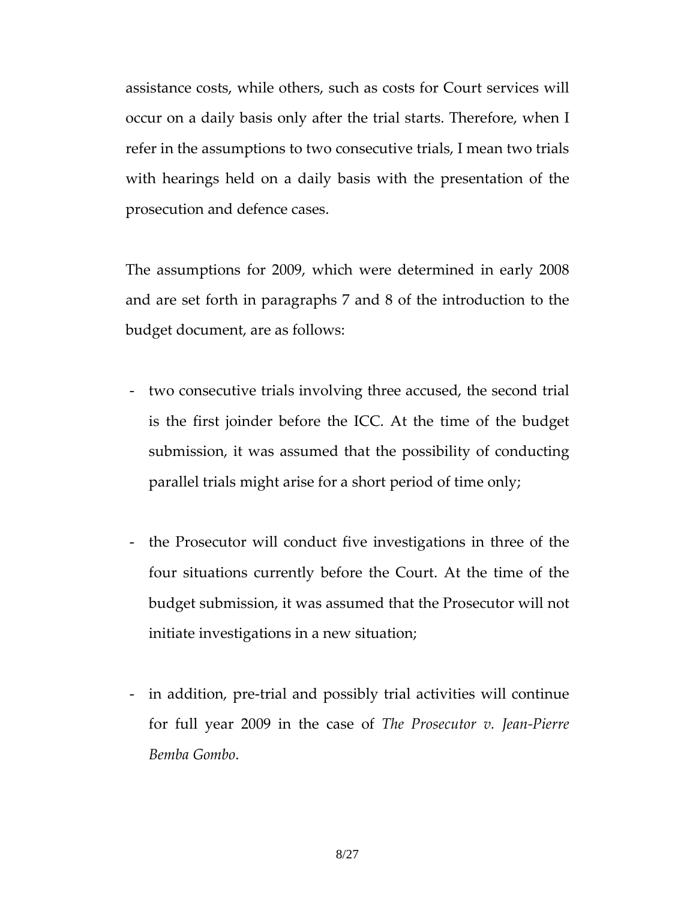assistance costs, while others, such as costs for Court services will occur on a daily basis only after the trial starts. Therefore, when I refer in the assumptions to two consecutive trials, I mean two trials with hearings held on a daily basis with the presentation of the prosecution and defence cases.

The assumptions for 2009, which were determined in early 2008 and are set forth in paragraphs 7 and 8 of the introduction to the budget document, are as follows:

- two consecutive trials involving three accused, the second trial is the first joinder before the ICC. At the time of the budget submission, it was assumed that the possibility of conducting parallel trials might arise for a short period of time only;

- the Prosecutor will conduct five investigations in three of the four situations currently before the Court. At the time of the budget submission, it was assumed that the Prosecutor will not initiate investigations in a new situation;

- in addition, pre-trial and possibly trial activities will continue for full year 2009 in the case of *The Prosecutor v. Jean-Pierre Bemba Gombo*.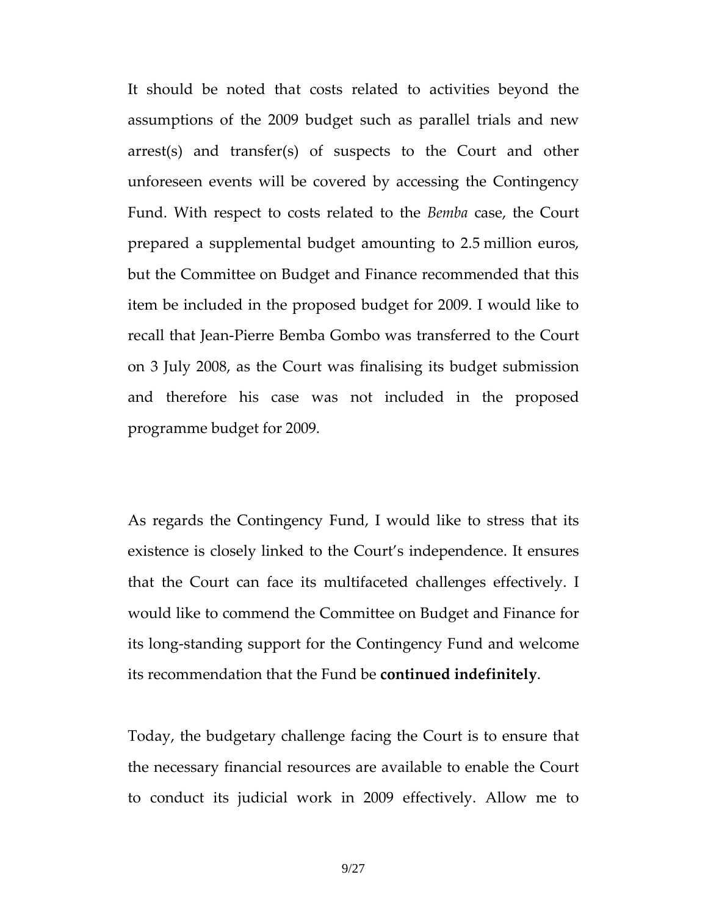It should be noted that costs related to activities beyond the assumptions of the 2009 budget such as parallel trials and new arrest(s) and transfer(s) of suspects to the Court and other unforeseen events will be covered by accessing the Contingency Fund. With respect to costs related to the *Bemba* case, the Court prepared a supplemental budget amounting to 2.5 million euros, but the Committee on Budget and Finance recommended that this item be included in the proposed budget for 2009. I would like to recall that Jean-Pierre Bemba Gombo was transferred to the Court on 3 July 2008, as the Court was finalising its budget submission and therefore his case was not included in the proposed programme budget for 2009.

As regards the Contingency Fund, I would like to stress that its existence is closely linked to the Court's independence. It ensures that the Court can face its multifaceted challenges effectively. I would like to commend the Committee on Budget and Finance for its long-standing support for the Contingency Fund and welcome its recommendation that the Fund be **continued indefinitely**.

Today, the budgetary challenge facing the Court is to ensure that the necessary financial resources are available to enable the Court to conduct its judicial work in 2009 effectively. Allow me to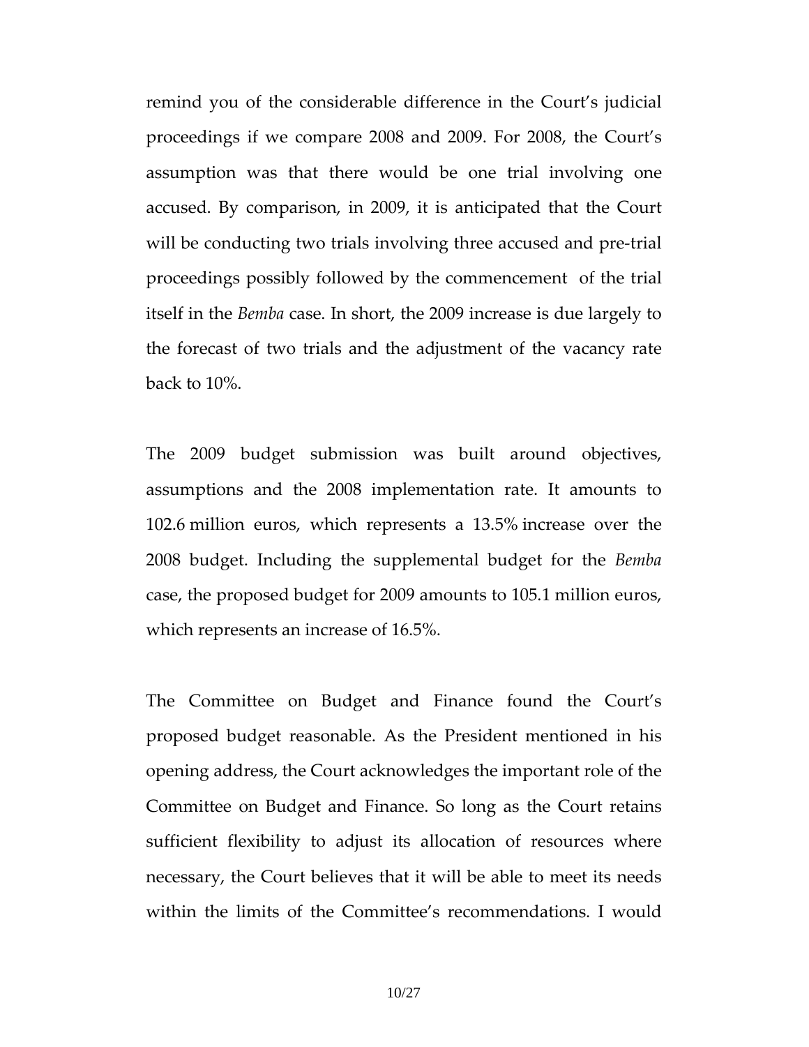remind you of the considerable difference in the Court's judicial proceedings if we compare 2008 and 2009. For 2008, the Court's assumption was that there would be one trial involving one accused. By comparison, in 2009, it is anticipated that the Court will be conducting two trials involving three accused and pre-trial proceedings possibly followed by the commencement of the trial itself in the *Bemba* case. In short, the 2009 increase is due largely to the forecast of two trials and the adjustment of the vacancy rate back to 10%.

The 2009 budget submission was built around objectives, assumptions and the 2008 implementation rate. It amounts to 102.6 million euros, which represents a 13.5% increase over the 2008 budget. Including the supplemental budget for the *Bemba* case, the proposed budget for 2009 amounts to 105.1 million euros, which represents an increase of 16.5%.

The Committee on Budget and Finance found the Court's proposed budget reasonable. As the President mentioned in his opening address, the Court acknowledges the important role of the Committee on Budget and Finance. So long as the Court retains sufficient flexibility to adjust its allocation of resources where necessary, the Court believes that it will be able to meet its needs within the limits of the Committee's recommendations. I would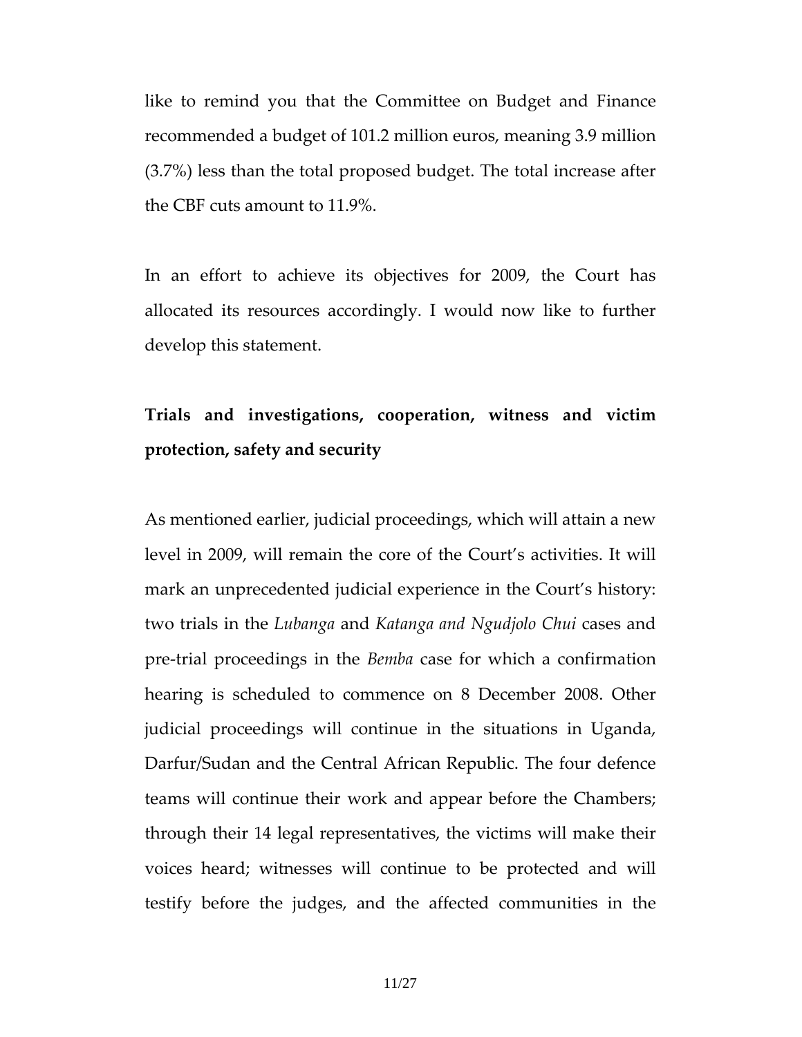like to remind you that the Committee on Budget and Finance recommended a budget of 101.2 million euros, meaning 3.9 million (3.7%) less than the total proposed budget. The total increase after the CBF cuts amount to 11.9%.

In an effort to achieve its objectives for 2009, the Court has allocated its resources accordingly. I would now like to further develop this statement.

**Trials and investigations, cooperation, witness and victim protection, safety and security**

As mentioned earlier, judicial proceedings, which will attain a new level in 2009, will remain the core of the Court's activities. It will mark an unprecedented judicial experience in the Court's history: two trials in the *Lubanga* and *Katanga and Ngudjolo Chui* cases and pre-trial proceedings in the *Bemba* case for which a confirmation hearing is scheduled to commence on 8 December 2008. Other judicial proceedings will continue in the situations in Uganda, Darfur/Sudan and the Central African Republic. The four defence teams will continue their work and appear before the Chambers; through their 14 legal representatives, the victims will make their voices heard; witnesses will continue to be protected and will testify before the judges, and the affected communities in the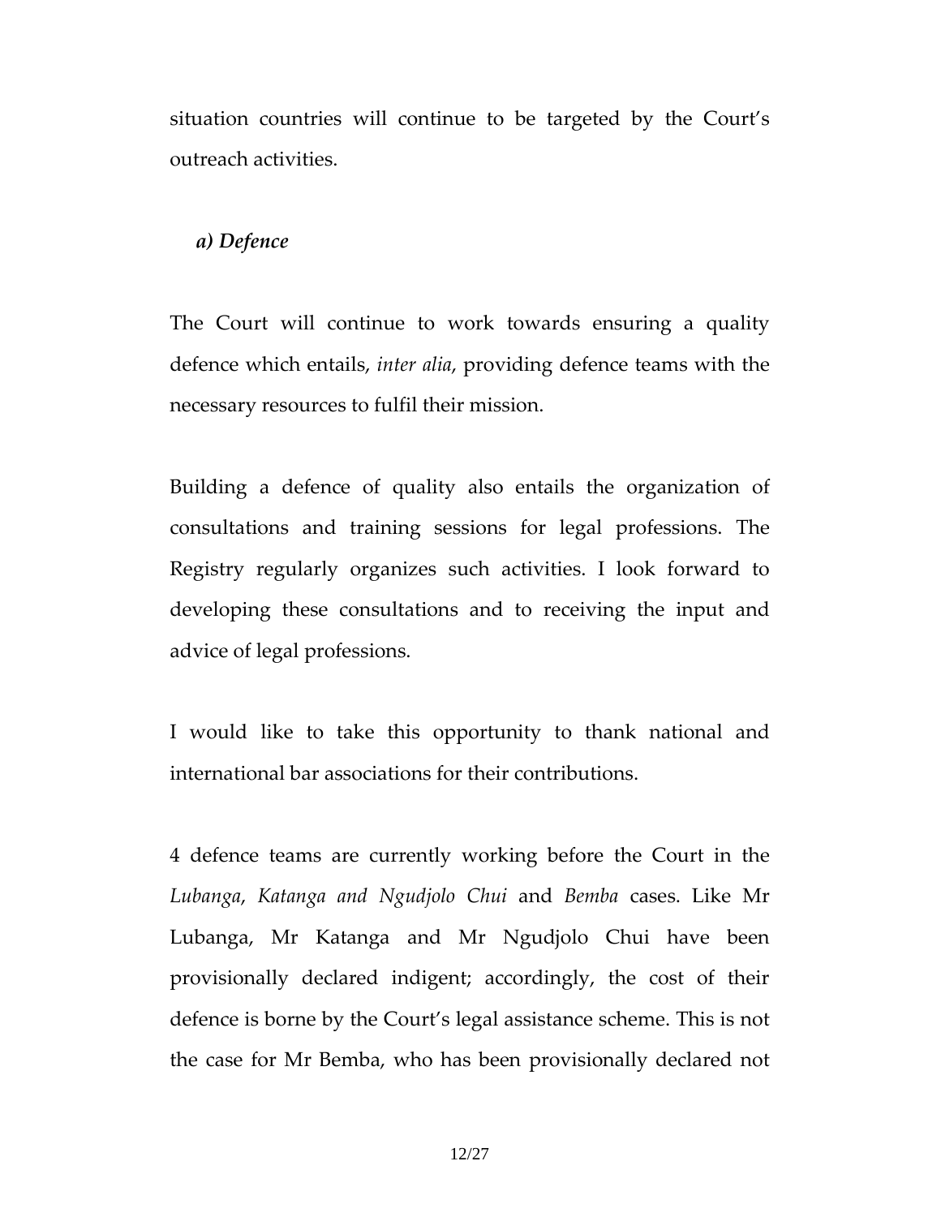situation countries will continue to be targeted by the Court's outreach activities.

***a) Defence***

The Court will continue to work towards ensuring a quality defence which entails, *inter alia*, providing defence teams with the necessary resources to fulfil their mission.

Building a defence of quality also entails the organization of consultations and training sessions for legal professions. The Registry regularly organizes such activities. I look forward to developing these consultations and to receiving the input and advice of legal professions.

I would like to take this opportunity to thank national and international bar associations for their contributions.

4 defence teams are currently working before the Court in the *Lubanga*, *Katanga and Ngudjolo Chui* and *Bemba* cases. Like Mr Lubanga, Mr Katanga and Mr Ngudjolo Chui have been provisionally declared indigent; accordingly, the cost of their defence is borne by the Court's legal assistance scheme. This is not the case for Mr Bemba, who has been provisionally declared not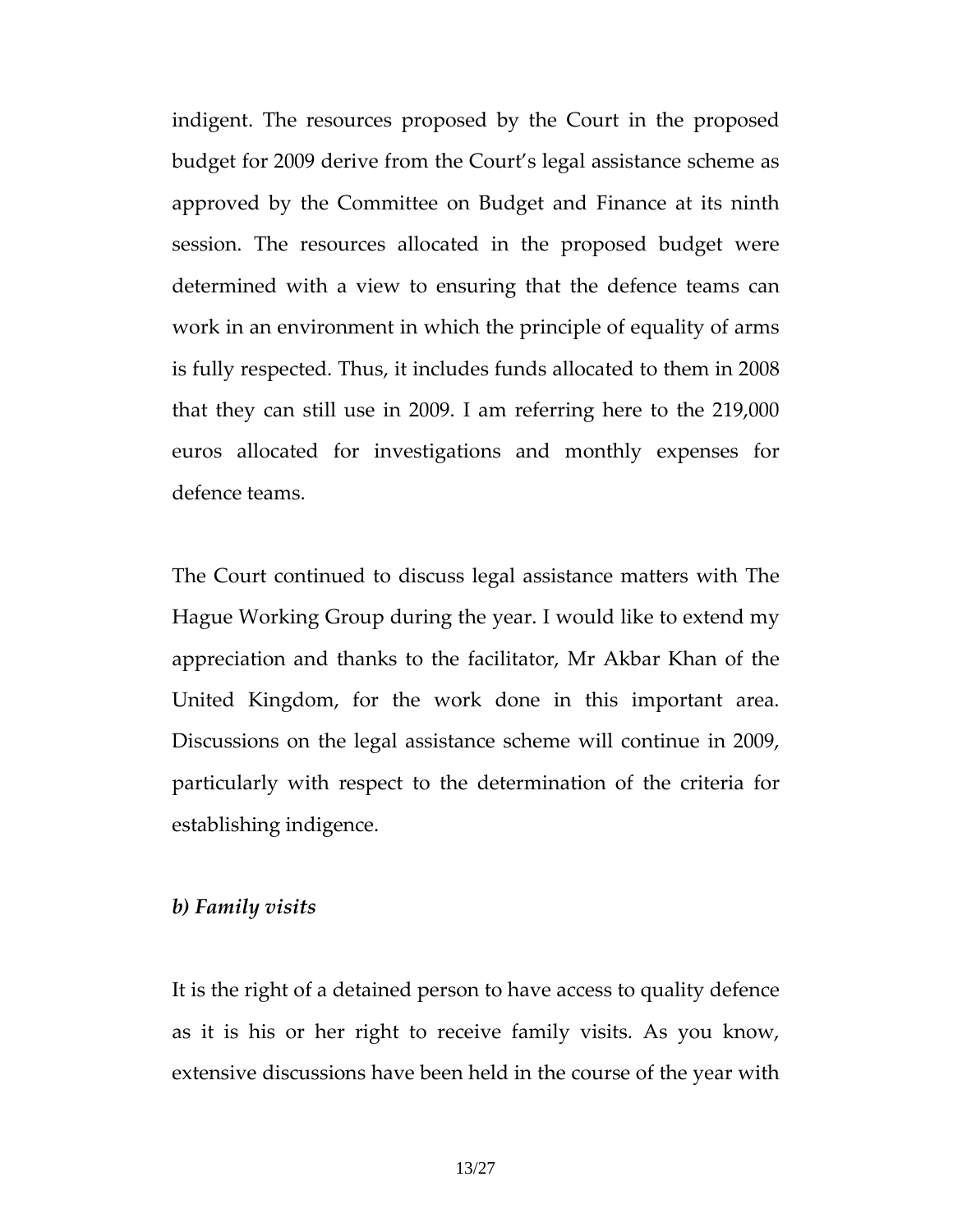indigent. The resources proposed by the Court in the proposed budget for 2009 derive from the Court's legal assistance scheme as approved by the Committee on Budget and Finance at its ninth session. The resources allocated in the proposed budget were determined with a view to ensuring that the defence teams can work in an environment in which the principle of equality of arms is fully respected. Thus, it includes funds allocated to them in 2008 that they can still use in 2009. I am referring here to the 219,000 euros allocated for investigations and monthly expenses for defence teams.

The Court continued to discuss legal assistance matters with The Hague Working Group during the year. I would like to extend my appreciation and thanks to the facilitator, Mr Akbar Khan of the United Kingdom, for the work done in this important area. Discussions on the legal assistance scheme will continue in 2009, particularly with respect to the determination of the criteria for establishing indigence.

***b) Family visits***

It is the right of a detained person to have access to quality defence as it is his or her right to receive family visits. As you know, extensive discussions have been held in the course of the year with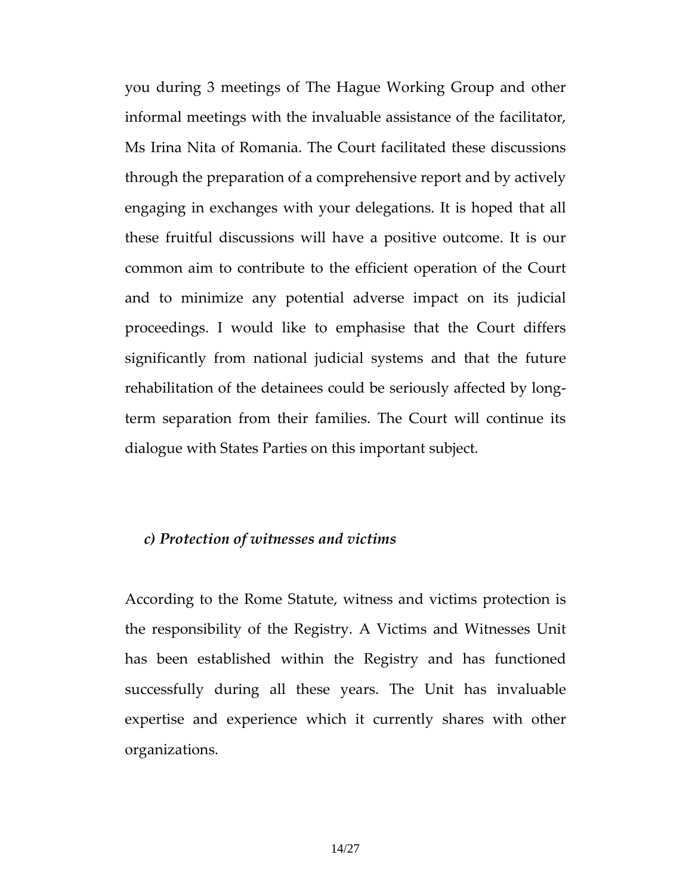you during 3 meetings of The Hague Working Group and other informal meetings with the invaluable assistance of the facilitator, Ms Irina Nita of Romania. The Court facilitated these discussions through the preparation of a comprehensive report and by actively engaging in exchanges with your delegations. It is hoped that all these fruitful discussions will have a positive outcome. It is our common aim to contribute to the efficient operation of the Court and to minimize any potential adverse impact on its judicial proceedings. I would like to emphasise that the Court differs significantly from national judicial systems and that the future rehabilitation of the detainees could be seriously affected by long-term separation from their families. The Court will continue its dialogue with States Parties on this important subject.

### *c) Protection of witnesses and victims*

According to the Rome Statute, witness and victims protection is the responsibility of the Registry. A Victims and Witnesses Unit has been established within the Registry and has functioned successfully during all these years. The Unit has invaluable expertise and experience which it currently shares with other organizations.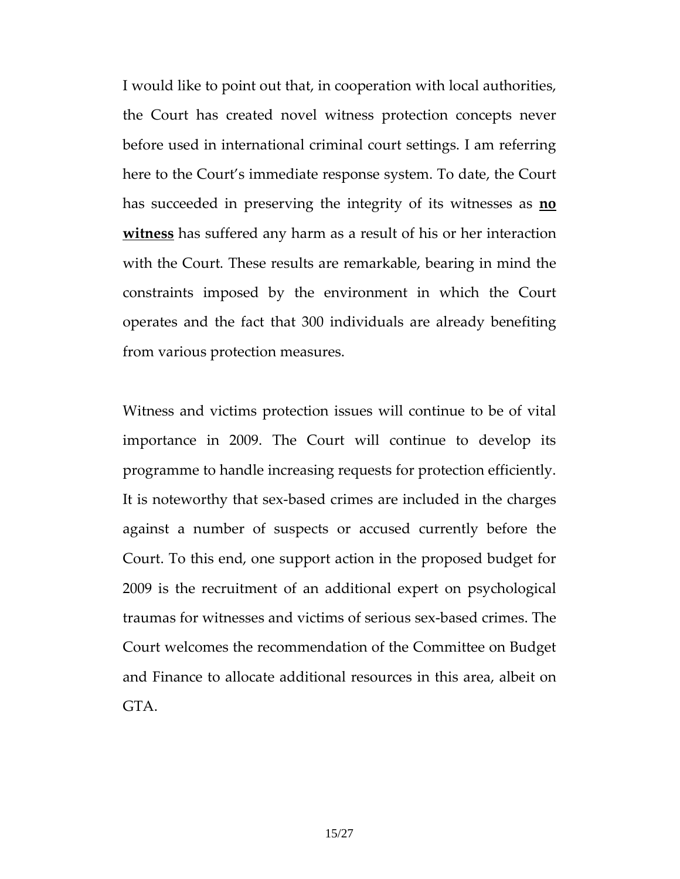I would like to point out that, in cooperation with local authorities, the Court has created novel witness protection concepts never before used in international criminal court settings. I am referring here to the Court's immediate response system. To date, the Court has succeeded in preserving the integrity of its witnesses as <u>**no witness**</u> has suffered any harm as a result of his or her interaction with the Court. These results are remarkable, bearing in mind the constraints imposed by the environment in which the Court operates and the fact that 300 individuals are already benefiting from various protection measures.

Witness and victims protection issues will continue to be of vital importance in 2009. The Court will continue to develop its programme to handle increasing requests for protection efficiently. It is noteworthy that sex-based crimes are included in the charges against a number of suspects or accused currently before the Court. To this end, one support action in the proposed budget for 2009 is the recruitment of an additional expert on psychological traumas for witnesses and victims of serious sex-based crimes. The Court welcomes the recommendation of the Committee on Budget and Finance to allocate additional resources in this area, albeit on GTA.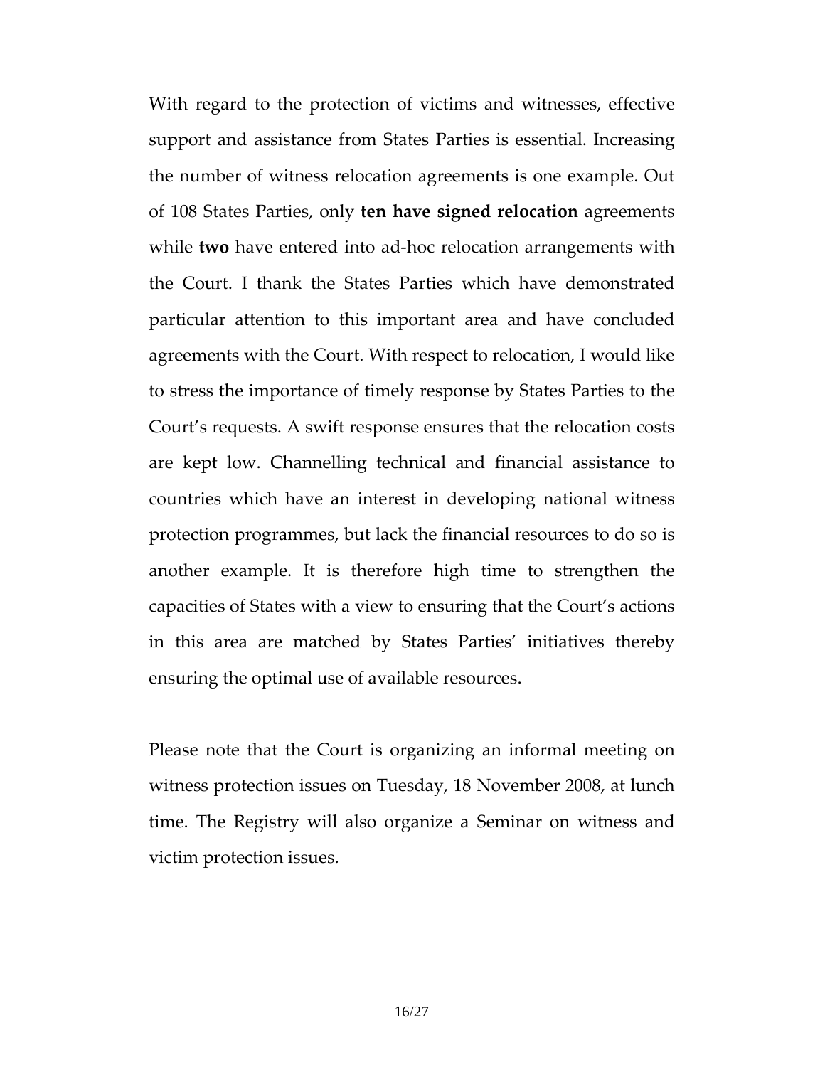With regard to the protection of victims and witnesses, effective support and assistance from States Parties is essential. Increasing the number of witness relocation agreements is one example. Out of 108 States Parties, only **ten have signed relocation** agreements while **two** have entered into ad-hoc relocation arrangements with the Court. I thank the States Parties which have demonstrated particular attention to this important area and have concluded agreements with the Court. With respect to relocation, I would like to stress the importance of timely response by States Parties to the Court's requests. A swift response ensures that the relocation costs are kept low. Channelling technical and financial assistance to countries which have an interest in developing national witness protection programmes, but lack the financial resources to do so is another example. It is therefore high time to strengthen the capacities of States with a view to ensuring that the Court's actions in this area are matched by States Parties' initiatives thereby ensuring the optimal use of available resources.

Please note that the Court is organizing an informal meeting on witness protection issues on Tuesday, 18 November 2008, at lunch time. The Registry will also organize a Seminar on witness and victim protection issues.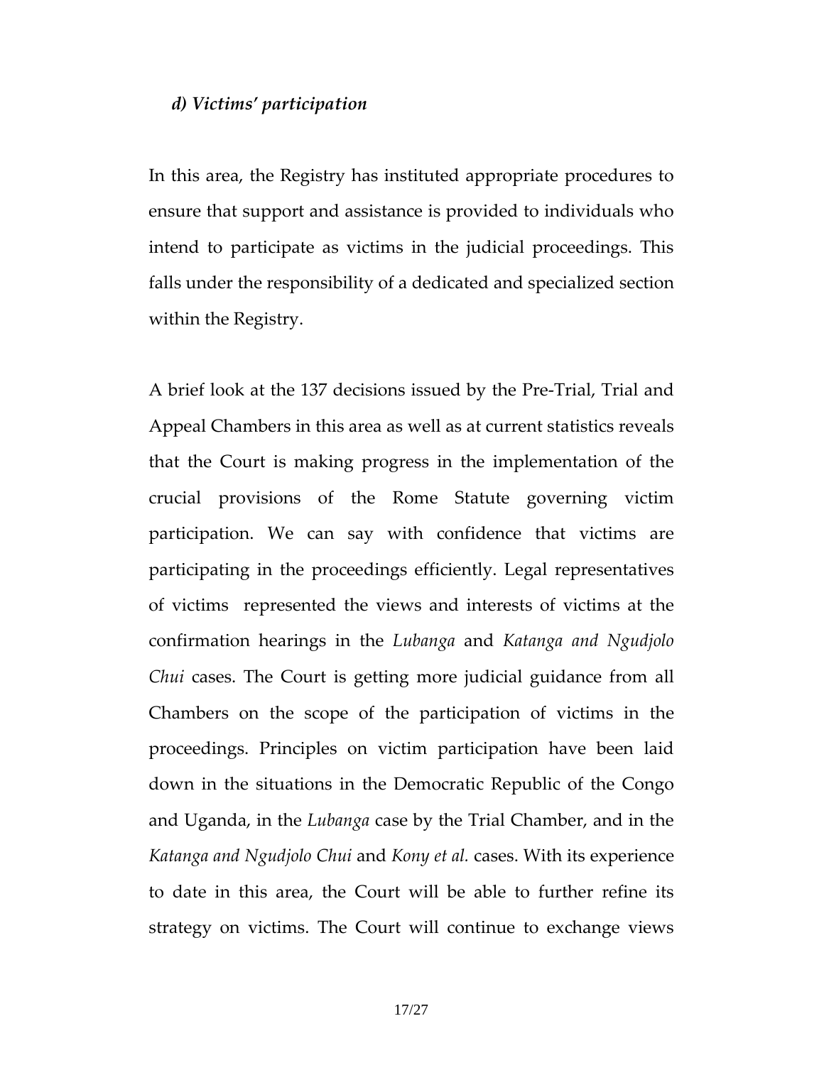### *d) Victims' participation*

In this area, the Registry has instituted appropriate procedures to ensure that support and assistance is provided to individuals who intend to participate as victims in the judicial proceedings. This falls under the responsibility of a dedicated and specialized section within the Registry.

A brief look at the 137 decisions issued by the Pre-Trial, Trial and Appeal Chambers in this area as well as at current statistics reveals that the Court is making progress in the implementation of the crucial provisions of the Rome Statute governing victim participation. We can say with confidence that victims are participating in the proceedings efficiently. Legal representatives of victims represented the views and interests of victims at the confirmation hearings in the *Lubanga* and *Katanga and Ngudjolo Chui* cases. The Court is getting more judicial guidance from all Chambers on the scope of the participation of victims in the proceedings. Principles on victim participation have been laid down in the situations in the Democratic Republic of the Congo and Uganda, in the *Lubanga* case by the Trial Chamber, and in the *Katanga and Ngudjolo Chui* and *Kony et al.* cases. With its experience to date in this area, the Court will be able to further refine its strategy on victims. The Court will continue to exchange views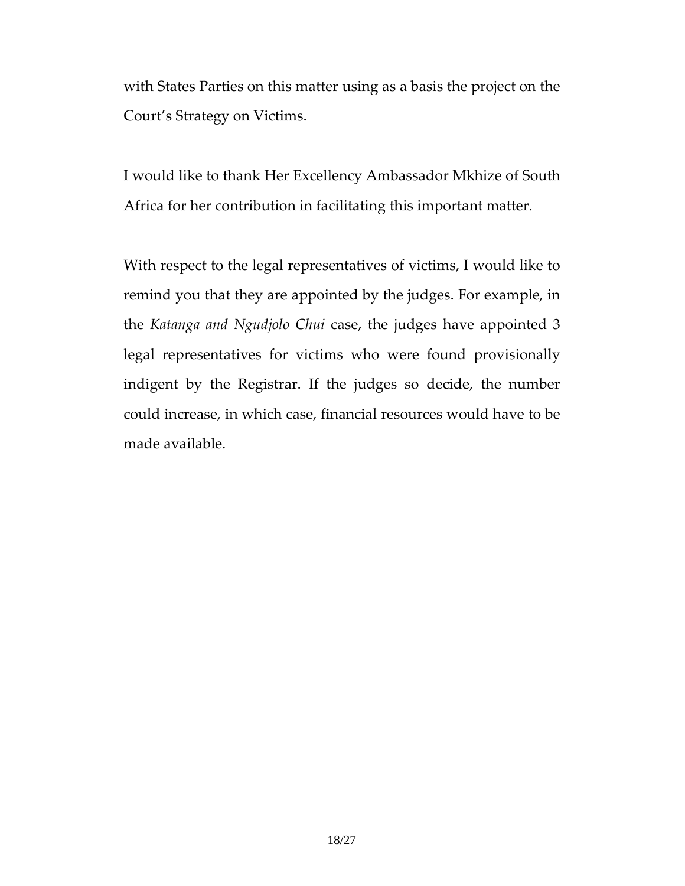with States Parties on this matter using as a basis the project on the Court's Strategy on Victims.

I would like to thank Her Excellency Ambassador Mkhize of South Africa for her contribution in facilitating this important matter.

With respect to the legal representatives of victims, I would like to remind you that they are appointed by the judges. For example, in the *Katanga and Ngudjolo Chui* case, the judges have appointed 3 legal representatives for victims who were found provisionally indigent by the Registrar. If the judges so decide, the number could increase, in which case, financial resources would have to be made available.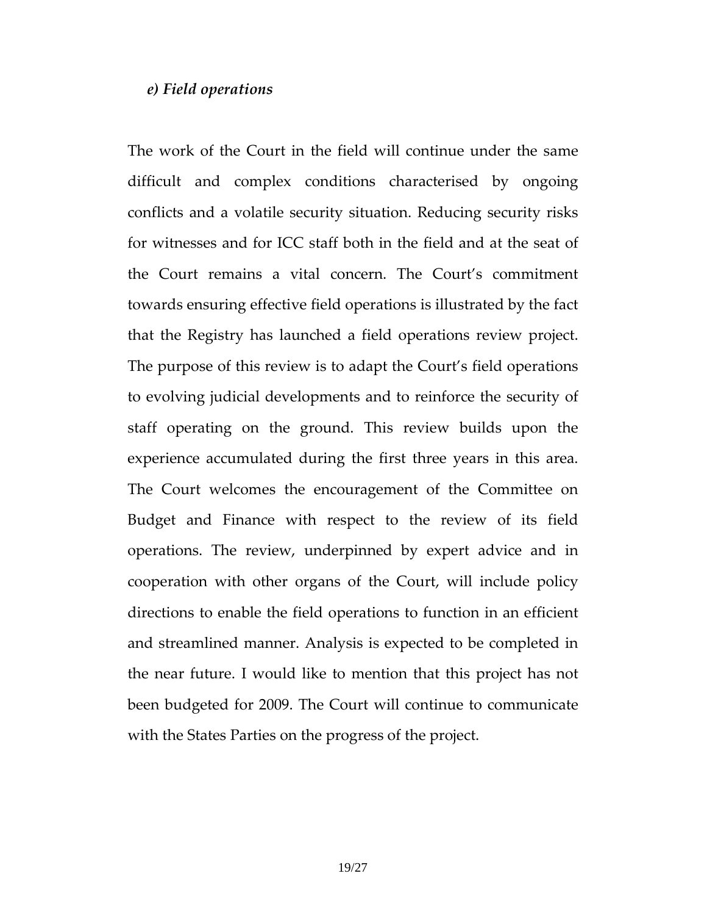### *e) Field operations*

The work of the Court in the field will continue under the same difficult and complex conditions characterised by ongoing conflicts and a volatile security situation. Reducing security risks for witnesses and for ICC staff both in the field and at the seat of the Court remains a vital concern. The Court's commitment towards ensuring effective field operations is illustrated by the fact that the Registry has launched a field operations review project. The purpose of this review is to adapt the Court's field operations to evolving judicial developments and to reinforce the security of staff operating on the ground. This review builds upon the experience accumulated during the first three years in this area. The Court welcomes the encouragement of the Committee on Budget and Finance with respect to the review of its field operations. The review, underpinned by expert advice and in cooperation with other organs of the Court, will include policy directions to enable the field operations to function in an efficient and streamlined manner. Analysis is expected to be completed in the near future. I would like to mention that this project has not been budgeted for 2009. The Court will continue to communicate with the States Parties on the progress of the project.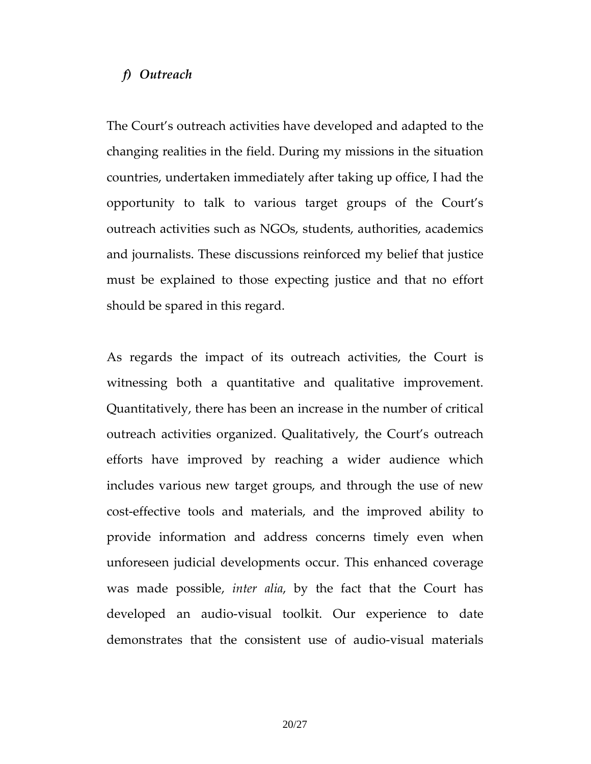### *f) Outreach*

The Court's outreach activities have developed and adapted to the changing realities in the field. During my missions in the situation countries, undertaken immediately after taking up office, I had the opportunity to talk to various target groups of the Court's outreach activities such as NGOs, students, authorities, academics and journalists. These discussions reinforced my belief that justice must be explained to those expecting justice and that no effort should be spared in this regard.

As regards the impact of its outreach activities, the Court is witnessing both a quantitative and qualitative improvement. Quantitatively, there has been an increase in the number of critical outreach activities organized. Qualitatively, the Court's outreach efforts have improved by reaching a wider audience which includes various new target groups, and through the use of new cost-effective tools and materials, and the improved ability to provide information and address concerns timely even when unforeseen judicial developments occur. This enhanced coverage was made possible, *inter alia*, by the fact that the Court has developed an audio-visual toolkit. Our experience to date demonstrates that the consistent use of audio-visual materials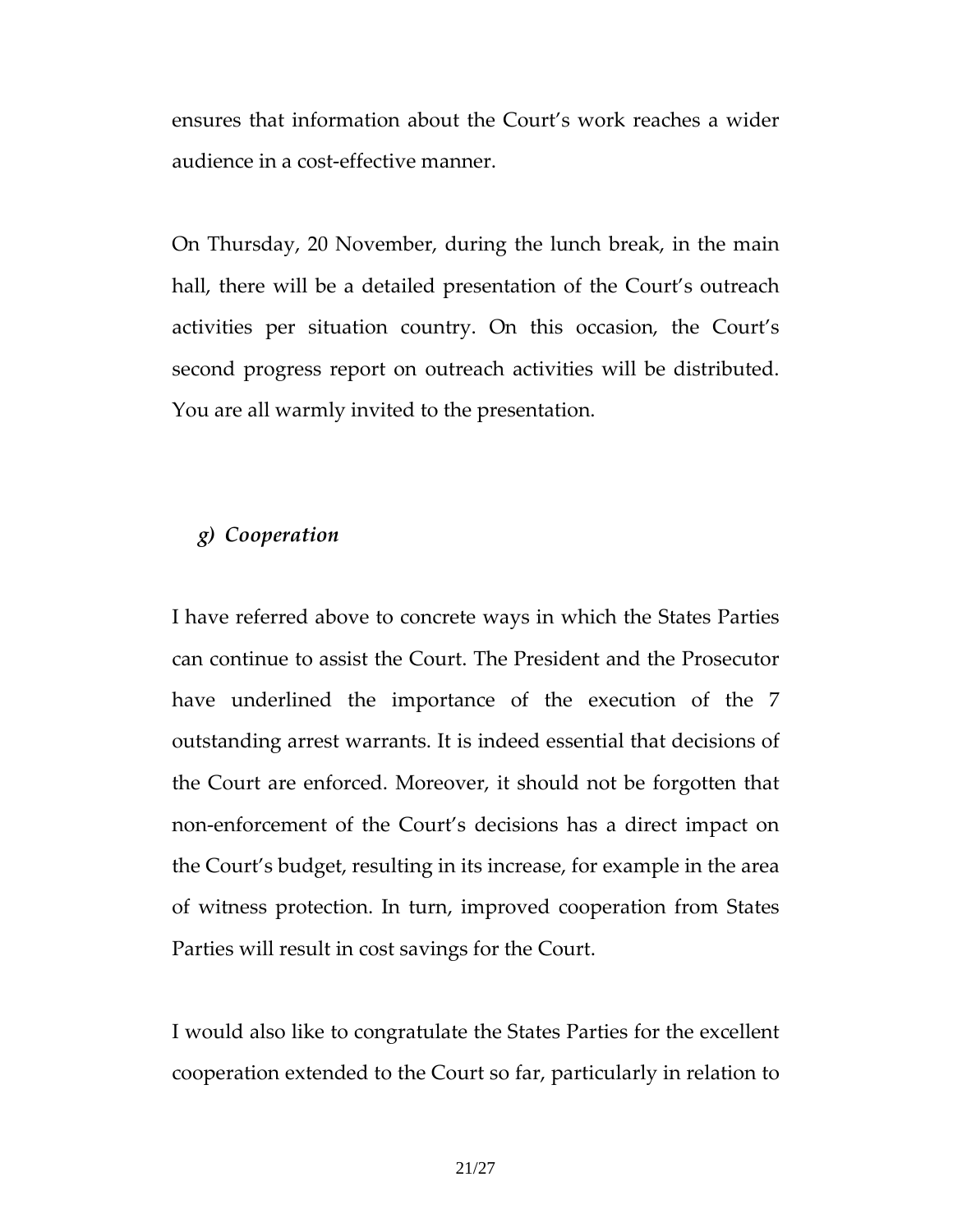ensures that information about the Court's work reaches a wider audience in a cost-effective manner.

On Thursday, 20 November, during the lunch break, in the main hall, there will be a detailed presentation of the Court's outreach activities per situation country. On this occasion, the Court's second progress report on outreach activities will be distributed. You are all warmly invited to the presentation.

### *g) Cooperation*

I have referred above to concrete ways in which the States Parties can continue to assist the Court. The President and the Prosecutor have underlined the importance of the execution of the 7 outstanding arrest warrants. It is indeed essential that decisions of the Court are enforced. Moreover, it should not be forgotten that non-enforcement of the Court's decisions has a direct impact on the Court's budget, resulting in its increase, for example in the area of witness protection. In turn, improved cooperation from States Parties will result in cost savings for the Court.

I would also like to congratulate the States Parties for the excellent cooperation extended to the Court so far, particularly in relation to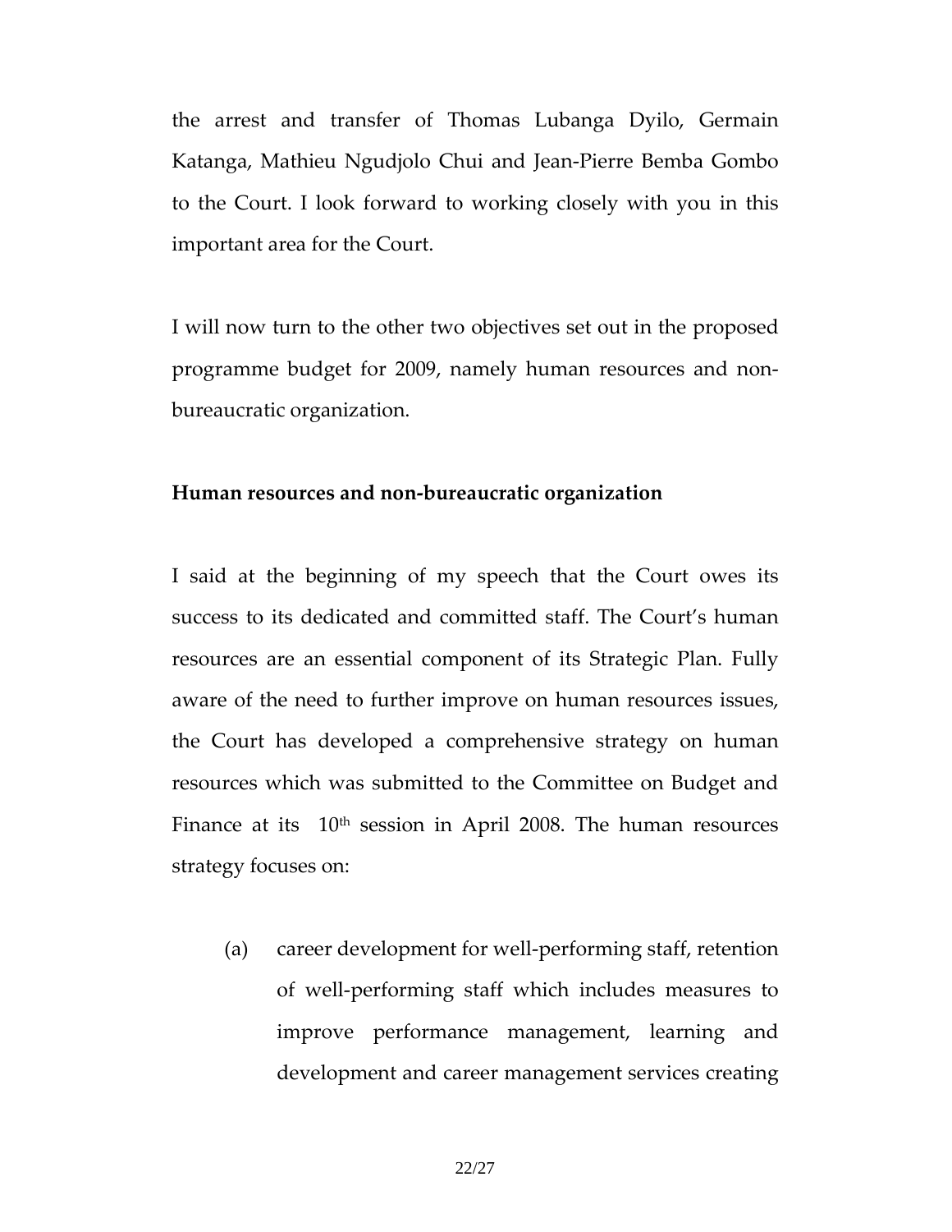the arrest and transfer of Thomas Lubanga Dyilo, Germain Katanga, Mathieu Ngudjolo Chui and Jean-Pierre Bemba Gombo to the Court. I look forward to working closely with you in this important area for the Court.

I will now turn to the other two objectives set out in the proposed programme budget for 2009, namely human resources and non-bureaucratic organization.

**Human resources and non-bureaucratic organization**

I said at the beginning of my speech that the Court owes its success to its dedicated and committed staff. The Court's human resources are an essential component of its Strategic Plan. Fully aware of the need to further improve on human resources issues, the Court has developed a comprehensive strategy on human resources which was submitted to the Committee on Budget and Finance at its 10th session in April 2008. The human resources strategy focuses on:

(a) career development for well-performing staff, retention of well-performing staff which includes measures to improve performance management, learning and development and career management services creating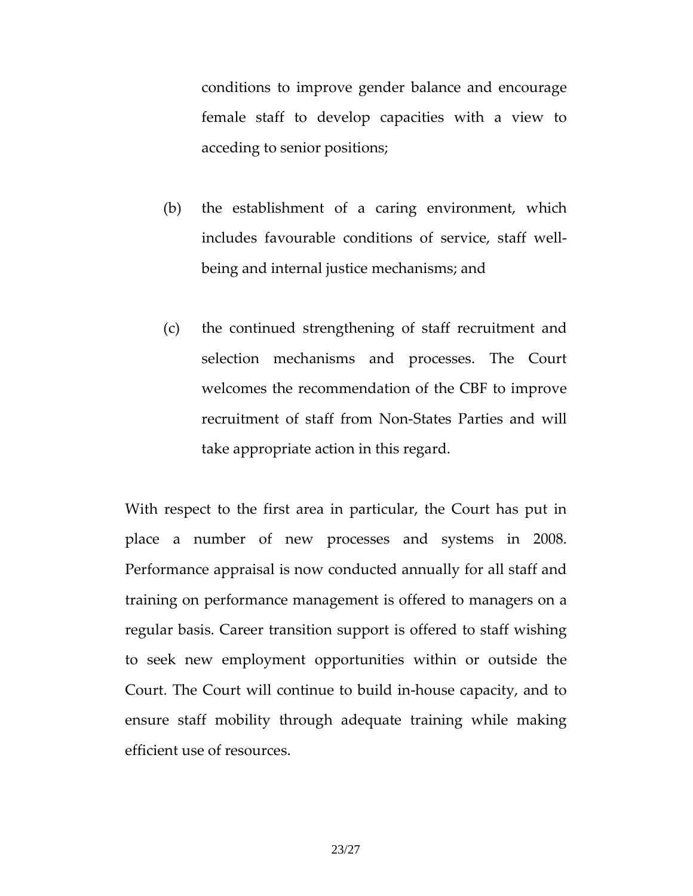conditions to improve gender balance and encourage female staff to develop capacities with a view to acceding to senior positions;

(b) the establishment of a caring environment, which includes favourable conditions of service, staff well-being and internal justice mechanisms; and

(c) the continued strengthening of staff recruitment and selection mechanisms and processes. The Court welcomes the recommendation of the CBF to improve recruitment of staff from Non-States Parties and will take appropriate action in this regard.

With respect to the first area in particular, the Court has put in place a number of new processes and systems in 2008. Performance appraisal is now conducted annually for all staff and training on performance management is offered to managers on a regular basis. Career transition support is offered to staff wishing to seek new employment opportunities within or outside the Court. The Court will continue to build in-house capacity, and to ensure staff mobility through adequate training while making efficient use of resources.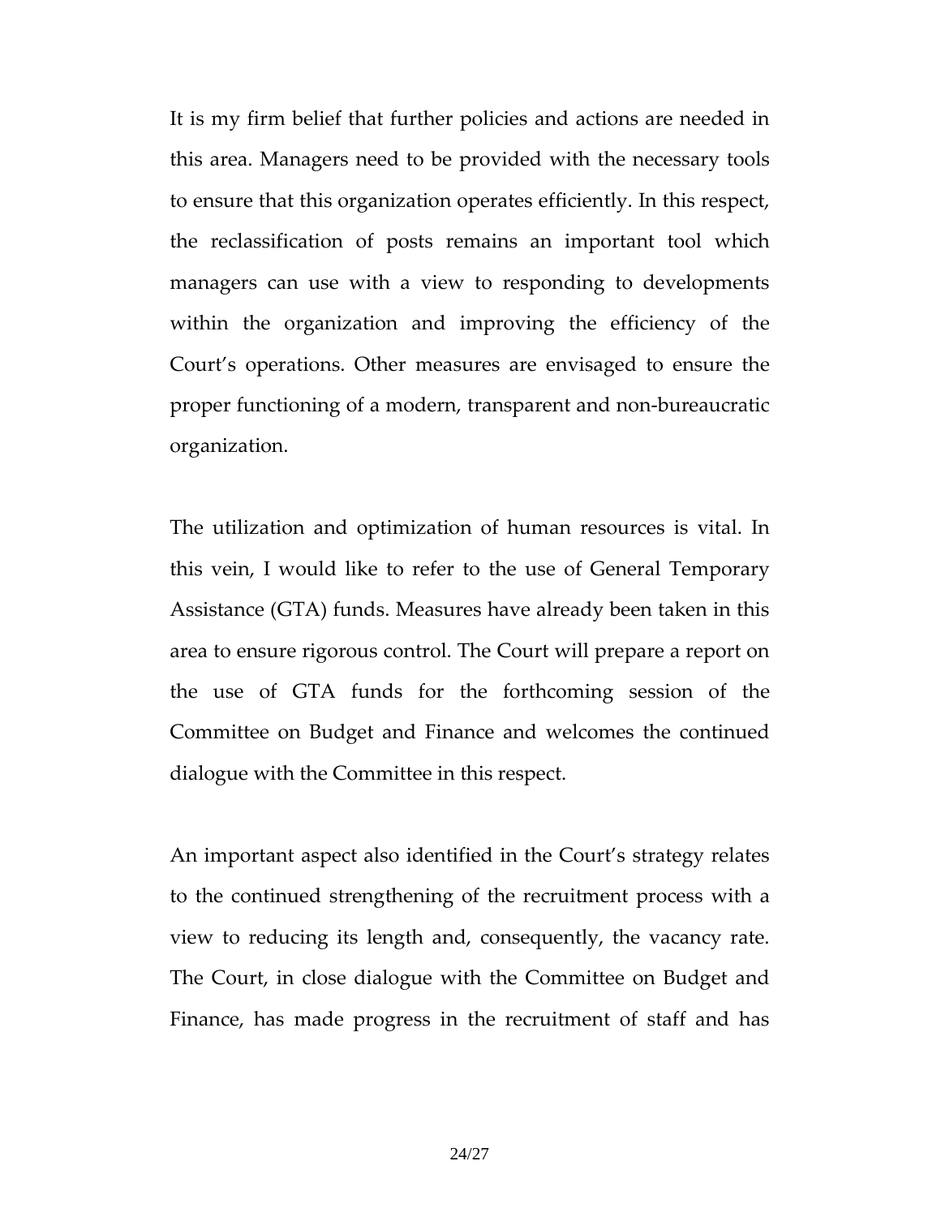It is my firm belief that further policies and actions are needed in this area. Managers need to be provided with the necessary tools to ensure that this organization operates efficiently. In this respect, the reclassification of posts remains an important tool which managers can use with a view to responding to developments within the organization and improving the efficiency of the Court's operations. Other measures are envisaged to ensure the proper functioning of a modern, transparent and non-bureaucratic organization.

The utilization and optimization of human resources is vital. In this vein, I would like to refer to the use of General Temporary Assistance (GTA) funds. Measures have already been taken in this area to ensure rigorous control. The Court will prepare a report on the use of GTA funds for the forthcoming session of the Committee on Budget and Finance and welcomes the continued dialogue with the Committee in this respect.

An important aspect also identified in the Court's strategy relates to the continued strengthening of the recruitment process with a view to reducing its length and, consequently, the vacancy rate. The Court, in close dialogue with the Committee on Budget and Finance, has made progress in the recruitment of staff and has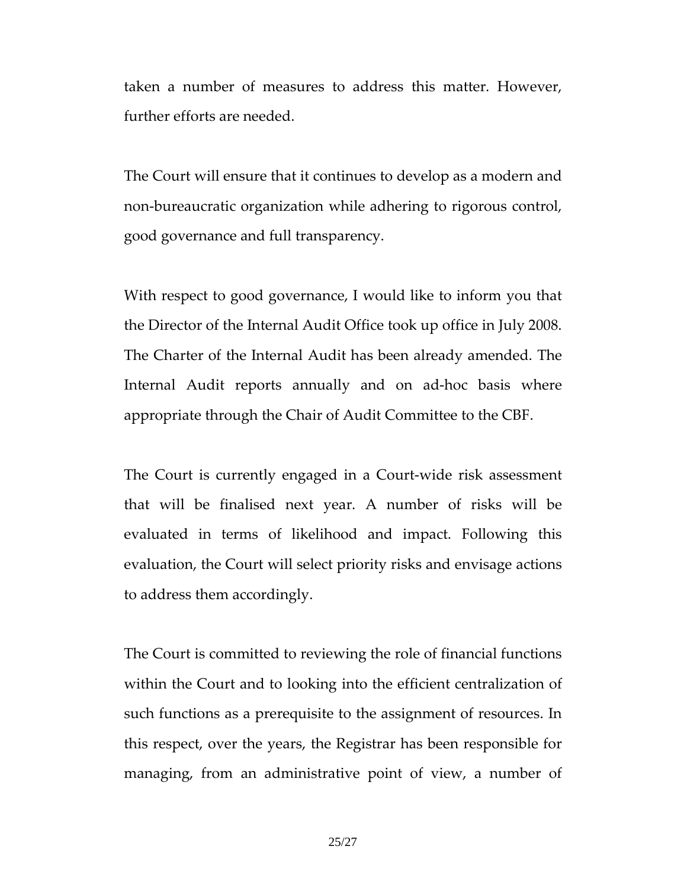taken a number of measures to address this matter. However, further efforts are needed.

The Court will ensure that it continues to develop as a modern and non-bureaucratic organization while adhering to rigorous control, good governance and full transparency.

With respect to good governance, I would like to inform you that the Director of the Internal Audit Office took up office in July 2008. The Charter of the Internal Audit has been already amended. The Internal Audit reports annually and on ad-hoc basis where appropriate through the Chair of Audit Committee to the CBF.

The Court is currently engaged in a Court-wide risk assessment that will be finalised next year. A number of risks will be evaluated in terms of likelihood and impact. Following this evaluation, the Court will select priority risks and envisage actions to address them accordingly.

The Court is committed to reviewing the role of financial functions within the Court and to looking into the efficient centralization of such functions as a prerequisite to the assignment of resources. In this respect, over the years, the Registrar has been responsible for managing, from an administrative point of view, a number of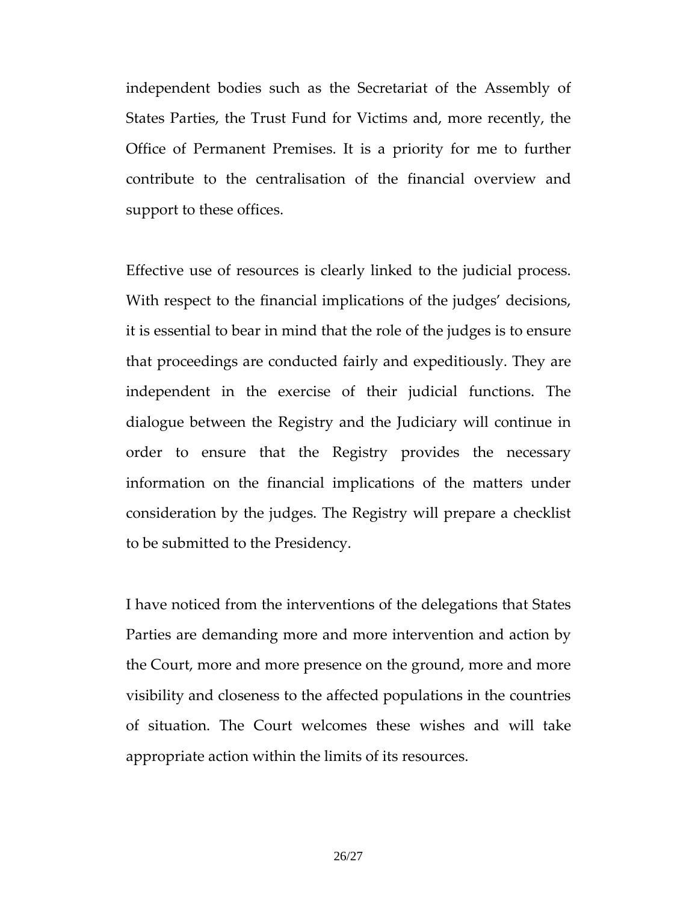independent bodies such as the Secretariat of the Assembly of States Parties, the Trust Fund for Victims and, more recently, the Office of Permanent Premises. It is a priority for me to further contribute to the centralisation of the financial overview and support to these offices.

Effective use of resources is clearly linked to the judicial process. With respect to the financial implications of the judges' decisions, it is essential to bear in mind that the role of the judges is to ensure that proceedings are conducted fairly and expeditiously. They are independent in the exercise of their judicial functions. The dialogue between the Registry and the Judiciary will continue in order to ensure that the Registry provides the necessary information on the financial implications of the matters under consideration by the judges. The Registry will prepare a checklist to be submitted to the Presidency.

I have noticed from the interventions of the delegations that States Parties are demanding more and more intervention and action by the Court, more and more presence on the ground, more and more visibility and closeness to the affected populations in the countries of situation. The Court welcomes these wishes and will take appropriate action within the limits of its resources.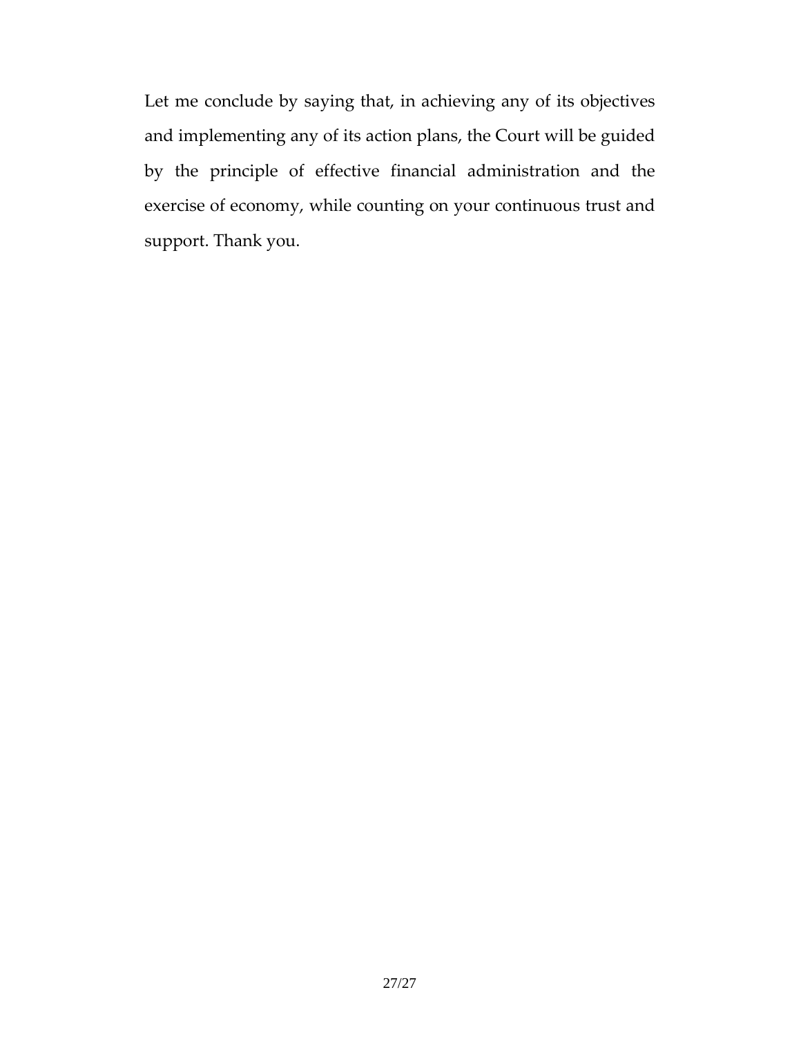Let me conclude by saying that, in achieving any of its objectives and implementing any of its action plans, the Court will be guided by the principle of effective financial administration and the exercise of economy, while counting on your continuous trust and support. Thank you.